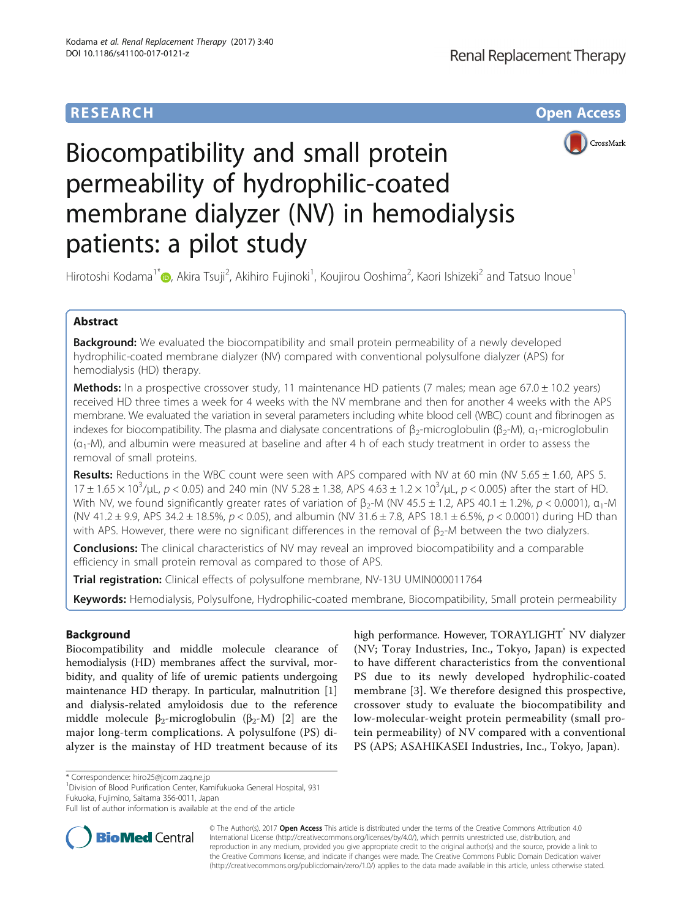**RESEARCH** **Open Access**

# Biocompatibility and small protein permeability of hydrophilic-coated membrane dialyzer (NV) in hemodialysis patients: a pilot study

Hirotoshi Kodama[1*], Akira Tsuji[2], Akihiro Fujinoki[1], Koujirou Ooshima[2], Kaori Ishizeki[2] and Tatsuo Inoue[1]

## Abstract

**Background:** We evaluated the biocompatibility and small protein permeability of a newly developed hydrophilic-coated membrane dialyzer (NV) compared with conventional polysulfone dialyzer (APS) for hemodialysis (HD) therapy.

**Methods:** In a prospective crossover study, 11 maintenance HD patients (7 males; mean age 67.0 ± 10.2 years) received HD three times a week for 4 weeks with the NV membrane and then for another 4 weeks with the APS membrane. We evaluated the variation in several parameters including white blood cell (WBC) count and fibrinogen as indexes for biocompatibility. The plasma and dialysate concentrations of $\beta_2$-microglobulin ($\beta_2$-M), $\alpha_1$-microglobulin ($\alpha_1$-M), and albumin were measured at baseline and after 4 h of each study treatment in order to assess the removal of small proteins.

**Results:** Reductions in the WBC count were seen with APS compared with NV at 60 min (NV 5.65 ± 1.60, APS 5.17 ± 1.65 × $10^3$/μL, $p < 0.05$) and 240 min (NV 5.28 ± 1.38, APS 4.63 ± 1.2 × $10^3$/μL, $p < 0.005$) after the start of HD. With NV, we found significantly greater rates of variation of $\beta_2$-M (NV 45.5 ± 1.2, APS 40.1 ± 1.2%, $p < 0.0001$), $\alpha_1$-M (NV 41.2 ± 9.9, APS 34.2 ± 18.5%, $p < 0.05$), and albumin (NV 31.6 ± 7.8, APS 18.1 ± 6.5%, $p < 0.0001$) during HD than with APS. However, there were no significant differences in the removal of $\beta_2$-M between the two dialyzers.

**Conclusions:** The clinical characteristics of NV may reveal an improved biocompatibility and a comparable efficiency in small protein removal as compared to those of APS.

**Trial registration:** Clinical effects of polysulfone membrane, NV-13U UMIN000011764

**Keywords:** Hemodialysis, Polysulfone, Hydrophilic-coated membrane, Biocompatibility, Small protein permeability

## Background

Biocompatibility and middle molecule clearance of hemodialysis (HD) membranes affect the survival, morbidity, and quality of life of uremic patients undergoing maintenance HD therapy. In particular, malnutrition [1] and dialysis-related amyloidosis due to the reference middle molecule $\beta_2$-microglobulin ($\beta_2$-M) [2] are the major long-term complications. A polysulfone (PS) dialyzer is the mainstay of HD treatment because of its high performance. However, TORAYLIGHT® NV dialyzer (NV; Toray Industries, Inc., Tokyo, Japan) is expected to have different characteristics from the conventional PS due to its newly developed hydrophilic-coated membrane [3]. We therefore designed this prospective, crossover study to evaluate the biocompatibility and low-molecular-weight protein permeability (small protein permeability) of NV compared with a conventional PS (APS; ASAHIKASEI Industries, Inc., Tokyo, Japan).

\* Correspondence: hiro25@jcom.zaq.ne.jp
[1]Division of Blood Purification Center, Kamifukuoka General Hospital, 931 Fukuoka, Fujimino, Saitama 356-0011, Japan
Full list of author information is available at the end of the article

© The Author(s). 2017 **Open Access** This article is distributed under the terms of the Creative Commons Attribution 4.0 International License (http://creativecommons.org/licenses/by/4.0/), which permits unrestricted use, distribution, and reproduction in any medium, provided you give appropriate credit to the original author(s) and the source, provide a link to the Creative Commons license, and indicate if changes were made. The Creative Commons Public Domain Dedication waiver (http://creativecommons.org/publicdomain/zero/1.0/) applies to the data made available in this article, unless otherwise stated.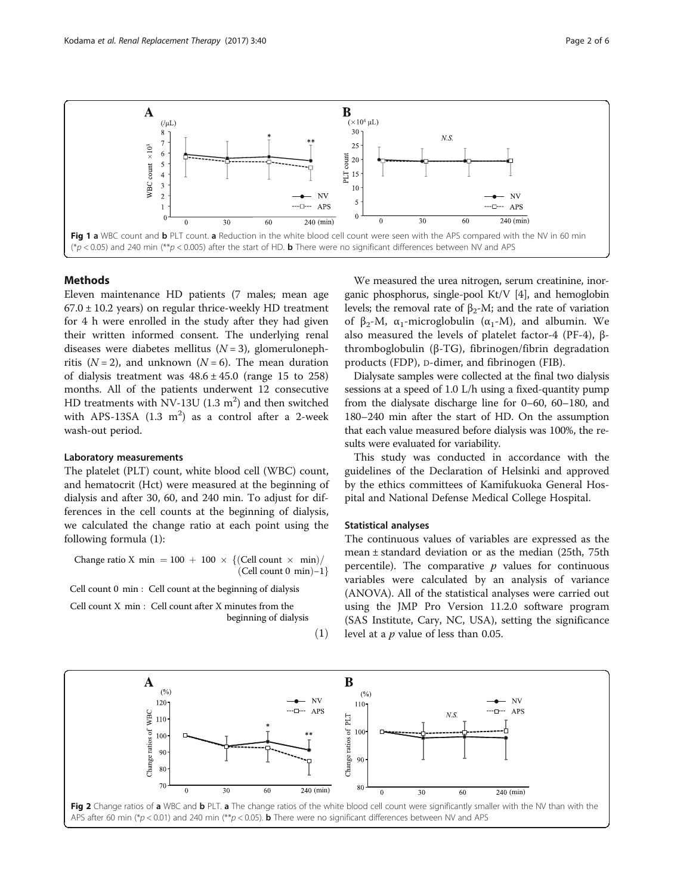Fig 1 **a** WBC count and **b** PLT count. **a** Reduction in the white blood cell count were seen with the APS compared with the NV in 60 min (\*$p < 0.05$) and 240 min (\*\*$p < 0.005$) after the start of HD. **b** There were no significant differences between NV and APS

## Methods

Eleven maintenance HD patients (7 males; mean age 67.0 ± 10.2 years) on regular thrice-weekly HD treatment for 4 h were enrolled in the study after they had given their written informed consent. The underlying renal diseases were diabetes mellitus ($N = 3$), glomerulonephritis ($N = 2$), and unknown ($N = 6$). The mean duration of dialysis treatment was 48.6 ± 45.0 (range 15 to 258) months. All of the patients underwent 12 consecutive HD treatments with NV-13U (1.3 $m^2$) and then switched with APS-13SA (1.3 $m^2$) as a control after a 2-week wash-out period.

### Laboratory measurements

The platelet (PLT) count, white blood cell (WBC) count, and hematocrit (Hct) were measured at the beginning of dialysis and after 30, 60, and 240 min. To adjust for differences in the cell counts at the beginning of dialysis, we calculated the change ratio at each point using the following formula (1):

$$\text{Change ratio X min} = 100 + 100 \times \{(\text{Cell count} \times \text{min})/(\text{Cell count 0 min}) - 1\}$$

Cell count 0 min : Cell count at the beginning of dialysis

Cell count X min : Cell count after X minutes from the beginning of dialysis (1)

We measured the urea nitrogen, serum creatinine, inorganic phosphorus, single-pool Kt/V [4], and hemoglobin levels; the removal rate of $\beta_2$-M; and the rate of variation of $\beta_2$-M, $\alpha_1$-microglobulin ($\alpha_1$-M), and albumin. We also measured the levels of platelet factor-4 (PF-4), β-thromboglobulin (β-TG), fibrinogen/fibrin degradation products (FDP), D-dimer, and fibrinogen (FIB).

Dialysate samples were collected at the final two dialysis sessions at a speed of 1.0 L/h using a fixed-quantity pump from the dialysate discharge line for 0–60, 60–180, and 180–240 min after the start of HD. On the assumption that each value measured before dialysis was 100%, the results were evaluated for variability.

This study was conducted in accordance with the guidelines of the Declaration of Helsinki and approved by the ethics committees of Kamifukuoka General Hospital and National Defense Medical College Hospital.

### Statistical analyses

The continuous values of variables are expressed as the mean ± standard deviation or as the median (25th, 75th percentile). The comparative $p$ values for continuous variables were calculated by an analysis of variance (ANOVA). All of the statistical analyses were carried out using the JMP Pro Version 11.2.0 software program (SAS Institute, Cary, NC, USA), setting the significance level at a $p$ value of less than 0.05.

Fig 2 Change ratios of **a** WBC and **b** PLT. **a** The change ratios of the white blood cell count were significantly smaller with the NV than with the APS after 60 min (\*$p < 0.01$) and 240 min (\*\*$p < 0.05$). **b** There were no significant differences between NV and APS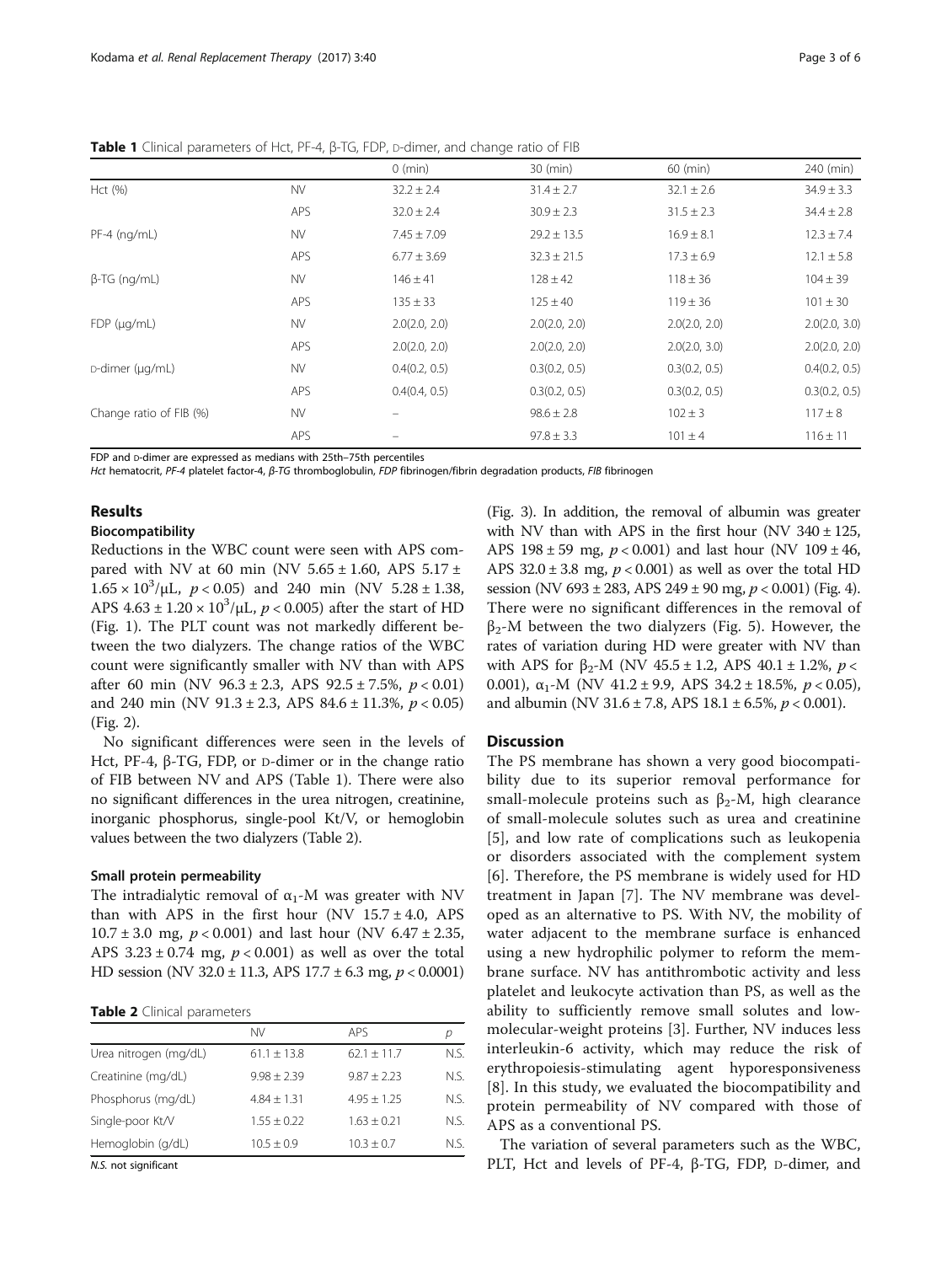**Table 1** Clinical parameters of Hct, PF-4, β-TG, FDP, D-dimer, and change ratio of FIB

| | | 0 (min) | 30 (min) | 60 (min) | 240 (min) |
|---|---|---|---|---|---|
| Hct (%) | NV | 32.2 ± 2.4 | 31.4 ± 2.7 | 32.1 ± 2.6 | 34.9 ± 3.3 |
| | APS | 32.0 ± 2.4 | 30.9 ± 2.3 | 31.5 ± 2.3 | 34.4 ± 2.8 |
| PF-4 (ng/mL) | NV | 7.45 ± 7.09 | 29.2 ± 13.5 | 16.9 ± 8.1 | 12.3 ± 7.4 |
| | APS | 6.77 ± 3.69 | 32.3 ± 21.5 | 17.3 ± 6.9 | 12.1 ± 5.8 |
| β-TG (ng/mL) | NV | 146 ± 41 | 128 ± 42 | 118 ± 36 | 104 ± 39 |
| | APS | 135 ± 33 | 125 ± 40 | 119 ± 36 | 101 ± 30 |
| FDP (μg/mL) | NV | 2.0(2.0, 2.0) | 2.0(2.0, 2.0) | 2.0(2.0, 2.0) | 2.0(2.0, 3.0) |
| | APS | 2.0(2.0, 2.0) | 2.0(2.0, 2.0) | 2.0(2.0, 3.0) | 2.0(2.0, 2.0) |
| D-dimer (μg/mL) | NV | 0.4(0.2, 0.5) | 0.3(0.2, 0.5) | 0.3(0.2, 0.5) | 0.4(0.2, 0.5) |
| | APS | 0.4(0.4, 0.5) | 0.3(0.2, 0.5) | 0.3(0.2, 0.5) | 0.3(0.2, 0.5) |
| Change ratio of FIB (%) | NV | – | 98.6 ± 2.8 | 102 ± 3 | 117 ± 8 |
| | APS | – | 97.8 ± 3.3 | 101 ± 4 | 116 ± 11 |

FDP and D-dimer are expressed as medians with 25th–75th percentiles

*Hct* hematocrit, *PF-4* platelet factor-4, *β-TG* thromboglobulin, *FDP* fibrinogen/fibrin degradation products, *FIB* fibrinogen

## Results

### Biocompatibility

Reductions in the WBC count were seen with APS compared with NV at 60 min (NV 5.65 ± 1.60, APS 5.17 ± $1.65 \times 10^3/\mu L$, $p < 0.05$) and 240 min (NV 5.28 ± 1.38, APS 4.63 ± $1.20 \times 10^3/\mu L$, $p < 0.005$) after the start of HD (Fig. 1). The PLT count was not markedly different between the two dialyzers. The change ratios of the WBC count were significantly smaller with NV than with APS after 60 min (NV 96.3 ± 2.3, APS 92.5 ± 7.5%, $p < 0.01$) and 240 min (NV 91.3 ± 2.3, APS 84.6 ± 11.3%, $p < 0.05$) (Fig. 2).

No significant differences were seen in the levels of Hct, PF-4, β-TG, FDP, or D-dimer or in the change ratio of FIB between NV and APS (Table 1). There were also no significant differences in the urea nitrogen, creatinine, inorganic phosphorus, single-pool Kt/V, or hemoglobin values between the two dialyzers (Table 2).

### Small protein permeability

The intradialytic removal of $\alpha_1$-M was greater with NV than with APS in the first hour (NV 15.7 ± 4.0, APS 10.7 ± 3.0 mg, $p < 0.001$) and last hour (NV 6.47 ± 2.35, APS 3.23 ± 0.74 mg, $p < 0.001$) as well as over the total HD session (NV 32.0 ± 11.3, APS 17.7 ± 6.3 mg, $p < 0.0001$) (Fig. 3). In addition, the removal of albumin was greater with NV than with APS in the first hour (NV 340 ± 125, APS 198 ± 59 mg, $p < 0.001$) and last hour (NV 109 ± 46, APS 32.0 ± 3.8 mg, $p < 0.001$) as well as over the total HD session (NV 693 ± 283, APS 249 ± 90 mg, $p < 0.001$) (Fig. 4). There were no significant differences in the removal of $\beta_2$-M between the two dialyzers (Fig. 5). However, the rates of variation during HD were greater with NV than with APS for $\beta_2$-M (NV 45.5 ± 1.2, APS 40.1 ± 1.2%, $p < 0.001$), $\alpha_1$-M (NV 41.2 ± 9.9, APS 34.2 ± 18.5%, $p < 0.05$), and albumin (NV 31.6 ± 7.8, APS 18.1 ± 6.5%, $p < 0.001$).

**Table 2** Clinical parameters

| | NV | APS | p |
|---|---|---|---|
| Urea nitrogen (mg/dL) | 61.1 ± 13.8 | 62.1 ± 11.7 | N.S. |
| Creatinine (mg/dL) | 9.98 ± 2.39 | 9.87 ± 2.23 | N.S. |
| Phosphorus (mg/dL) | 4.84 ± 1.31 | 4.95 ± 1.25 | N.S. |
| Single-poor Kt/V | 1.55 ± 0.22 | 1.63 ± 0.21 | N.S. |
| Hemoglobin (g/dL) | 10.5 ± 0.9 | 10.3 ± 0.7 | N.S. |

*N.S.* not significant

## Discussion

The PS membrane has shown a very good biocompatibility due to its superior removal performance for small-molecule proteins such as $\beta_2$-M, high clearance of small-molecule solutes such as urea and creatinine [5], and low rate of complications such as leukopenia or disorders associated with the complement system [6]. Therefore, the PS membrane is widely used for HD treatment in Japan [7]. The NV membrane was developed as an alternative to PS. With NV, the mobility of water adjacent to the membrane surface is enhanced using a new hydrophilic polymer to reform the membrane surface. NV has antithrombotic activity and less platelet and leukocyte activation than PS, as well as the ability to sufficiently remove small solutes and low-molecular-weight proteins [3]. Further, NV induces less interleukin-6 activity, which may reduce the risk of erythropoiesis-stimulating agent hyporesponsiveness [8]. In this study, we evaluated the biocompatibility and protein permeability of NV compared with those of APS as a conventional PS.

The variation of several parameters such as the WBC, PLT, Hct and levels of PF-4, β-TG, FDP, D-dimer, and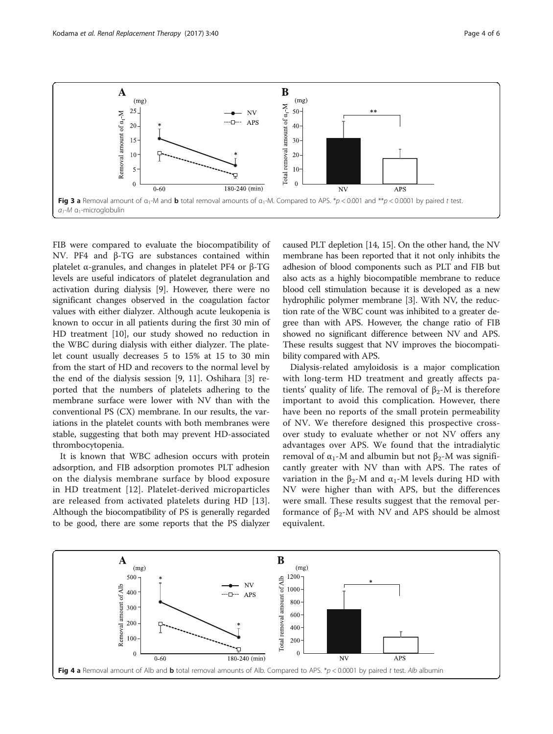**Fig 3 a** Removal amount of $\alpha_1$-M and **b** total removal amounts of $\alpha_1$-M. Compared to APS. *$p < 0.001$ and **$p < 0.0001$ by paired *t* test. *$\alpha_1$-M* $\alpha_1$-microglobulin

FIB were compared to evaluate the biocompatibility of NV. PF4 and β-TG are substances contained within platelet α-granules, and changes in platelet PF4 or β-TG levels are useful indicators of platelet degranulation and activation during dialysis [9]. However, there were no significant changes observed in the coagulation factor values with either dialyzer. Although acute leukopenia is known to occur in all patients during the first 30 min of HD treatment [10], our study showed no reduction in the WBC during dialysis with either dialyzer. The platelet count usually decreases 5 to 15% at 15 to 30 min from the start of HD and recovers to the normal level by the end of the dialysis session [9, 11]. Oshihara [3] reported that the numbers of platelets adhering to the membrane surface were lower with NV than with the conventional PS (CX) membrane. In our results, the variations in the platelet counts with both membranes were stable, suggesting that both may prevent HD-associated thrombocytopenia.

It is known that WBC adhesion occurs with protein adsorption, and FIB adsorption promotes PLT adhesion on the dialysis membrane surface by blood exposure in HD treatment [12]. Platelet-derived microparticles are released from activated platelets during HD [13]. Although the biocompatibility of PS is generally regarded to be good, there are some reports that the PS dialyzer caused PLT depletion [14, 15]. On the other hand, the NV membrane has been reported that it not only inhibits the adhesion of blood components such as PLT and FIB but also acts as a highly biocompatible membrane to reduce blood cell stimulation because it is developed as a new hydrophilic polymer membrane [3]. With NV, the reduction rate of the WBC count was inhibited to a greater degree than with APS. However, the change ratio of FIB showed no significant difference between NV and APS. These results suggest that NV improves the biocompatibility compared with APS.

Dialysis-related amyloidosis is a major complication with long-term HD treatment and greatly affects patients' quality of life. The removal of $\beta_2$-M is therefore important to avoid this complication. However, there have been no reports of the small protein permeability of NV. We therefore designed this prospective crossover study to evaluate whether or not NV offers any advantages over APS. We found that the intradialytic removal of $\alpha_1$-M and albumin but not $\beta_2$-M was significantly greater with NV than with APS. The rates of variation in the $\beta_2$-M and $\alpha_1$-M levels during HD with NV were higher than with APS, but the differences were small. These results suggest that the removal performance of $\beta_2$-M with NV and APS should be almost equivalent.

**Fig 4 a** Removal amount of Alb and **b** total removal amounts of Alb. Compared to APS. *$p < 0.0001$ by paired *t* test. *Alb* albumin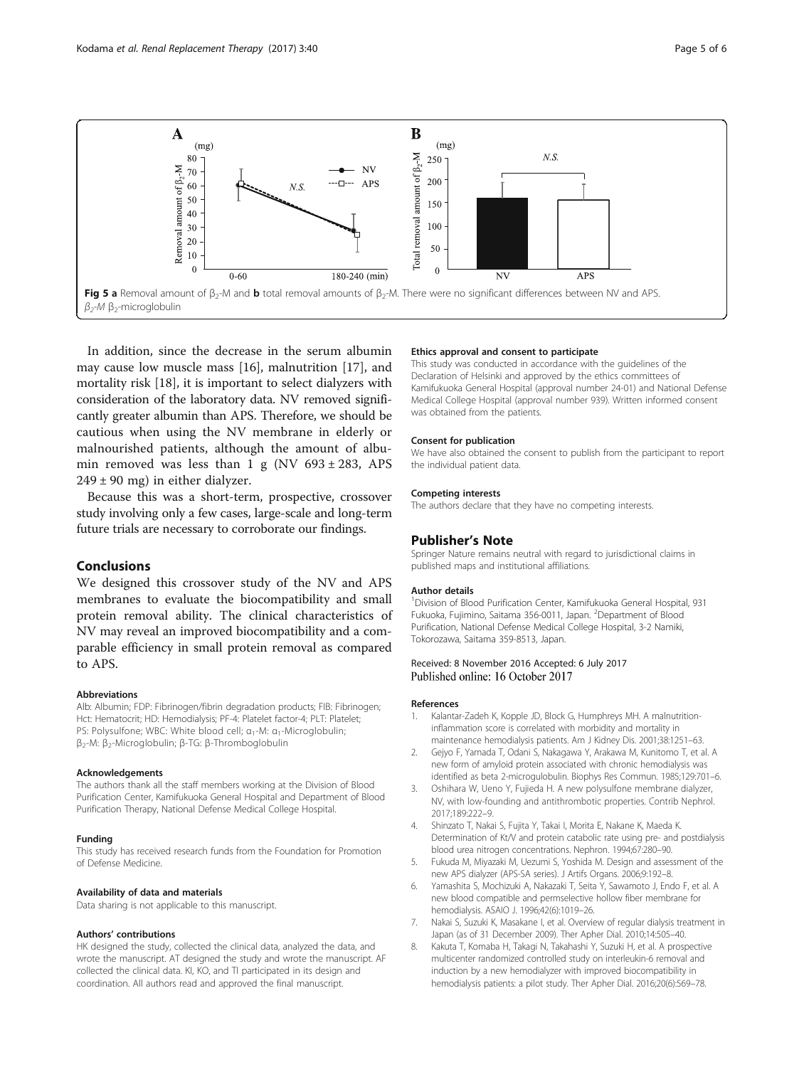Fig 5 **a** Removal amount of $\beta_2$-M and **b** total removal amounts of $\beta_2$-M. There were no significant differences between NV and APS. *$\beta_2$-M* $\beta_2$-microglobulin

In addition, since the decrease in the serum albumin may cause low muscle mass [16], malnutrition [17], and mortality risk [18], it is important to select dialyzers with consideration of the laboratory data. NV removed significantly greater albumin than APS. Therefore, we should be cautious when using the NV membrane in elderly or malnourished patients, although the amount of albumin removed was less than 1 g (NV 693 ± 283, APS 249 ± 90 mg) in either dialyzer.

Because this was a short-term, prospective, crossover study involving only a few cases, large-scale and long-term future trials are necessary to corroborate our findings.

## Conclusions

We designed this crossover study of the NV and APS membranes to evaluate the biocompatibility and small protein removal ability. The clinical characteristics of NV may reveal an improved biocompatibility and a comparable efficiency in small protein removal as compared to APS.

#### Abbreviations

Alb: Albumin; FDP: Fibrinogen/fibrin degradation products; FIB: Fibrinogen; Hct: Hematocrit; HD: Hemodialysis; PF-4: Platelet factor-4; PLT: Platelet; PS: Polysulfone; WBC: White blood cell; $\alpha_1$-M: $\alpha_1$-Microglobulin; $\beta_2$-M: $\beta_2$-Microglobulin; β-TG: β-Thromboglobulin

#### Acknowledgements

The authors thank all the staff members working at the Division of Blood Purification Center, Kamifukuoka General Hospital and Department of Blood Purification Therapy, National Defense Medical College Hospital.

#### Funding

This study has received research funds from the Foundation for Promotion of Defense Medicine.

#### Availability of data and materials

Data sharing is not applicable to this manuscript.

#### Authors' contributions

HK designed the study, collected the clinical data, analyzed the data, and wrote the manuscript. AT designed the study and wrote the manuscript. AF collected the clinical data. KI, KO, and TI participated in its design and coordination. All authors read and approved the final manuscript.

#### Ethics approval and consent to participate

This study was conducted in accordance with the guidelines of the Declaration of Helsinki and approved by the ethics committees of Kamifukuoka General Hospital (approval number 24-01) and National Defense Medical College Hospital (approval number 939). Written informed consent was obtained from the patients.

#### Consent for publication

We have also obtained the consent to publish from the participant to report the individual patient data.

#### Competing interests

The authors declare that they have no competing interests.

## Publisher's Note

Springer Nature remains neutral with regard to jurisdictional claims in published maps and institutional affiliations.

#### Author details

[1]Division of Blood Purification Center, Kamifukuoka General Hospital, 931 Fukuoka, Fujimino, Saitama 356-0011, Japan. [2]Department of Blood Purification, National Defense Medical College Hospital, 3-2 Namiki, Tokorozawa, Saitama 359-8513, Japan.

Received: 8 November 2016 Accepted: 6 July 2017
Published online: 16 October 2017

#### References

1. Kalantar-Zadeh K, Kopple JD, Block G, Humphreys MH. A malnutrition-inflammation score is correlated with morbidity and mortality in maintenance hemodialysis patients. Am J Kidney Dis. 2001;38:1251–63.
2. Gejyo F, Yamada T, Odani S, Nakagawa Y, Arakawa M, Kunitomo T, et al. A new form of amyloid protein associated with chronic hemodialysis was identified as beta 2-microgulobulin. Biophys Res Commun. 1985;129:701–6.
3. Oshihara W, Ueno Y, Fujieda H. A new polysulfone membrane dialyzer, NV, with low-founding and antithrombotic properties. Contrib Nephrol. 2017;189:222–9.
4. Shinzato T, Nakai S, Fujita Y, Takai I, Morita E, Nakane K, Maeda K. Determination of Kt/V and protein catabolic rate using pre- and postdialysis blood urea nitrogen concentrations. Nephron. 1994;67:280–90.
5. Fukuda M, Miyazaki M, Uezumi S, Yoshida M. Design and assessment of the new APS dialyzer (APS-SA series). J Artifs Organs. 2006;9:192–8.
6. Yamashita S, Mochizuki A, Nakazaki T, Seita Y, Sawamoto J, Endo F, et al. A new blood compatible and permselective hollow fiber membrane for hemodialysis. ASAIO J. 1996;42(6):1019–26.
7. Nakai S, Suzuki K, Masakane I, et al. Overview of regular dialysis treatment in Japan (as of 31 December 2009). Ther Apher Dial. 2010;14:505–40.
8. Kakuta T, Komaba H, Takagi N, Takahashi Y, Suzuki H, et al. A prospective multicenter randomized controlled study on interleukin-6 removal and induction by a new hemodialyzer with improved biocompatibility in hemodialysis patients: a pilot study. Ther Apher Dial. 2016;20(6):569–78.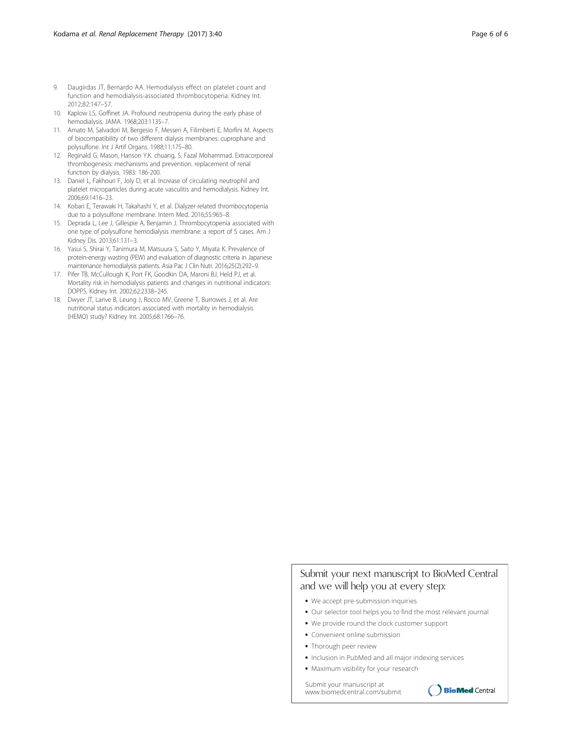9. Daugirdas JT, Bernardo AA. Hemodialysis effect on platelet count and function and hemodialysis-associated thrombocytoperia. Kidney Int. 2012;82:147–57.
10. Kaplow LS, Goffinet JA. Profound neutropenia during the early phase of hemodialysis. JAMA. 1968;203:1135–7.
11. Amato M, Salvadori M, Bergesio F, Messeri A, Filimberti E, Morfini M. Aspects of biocompatibility of two different dialysis membranes: cuprophane and polysulfone. Int J Artif Organs. 1988;11:175–80.
12. Reginald G. Mason, Hanson Y.K. chuang, S. Fazal Mohammad. Extracorporeal thrombogenesis: mechanisms and prevention. replacement of renal function by dialysis. 1983: 186-200.
13. Daniel L, Fakhouri F, Joly D, et al. Increase of circulating neutrophil and platelet microparticles during acute vasculitis and hemodialysis. Kidney Int. 2006;69:1416–23.
14. Kobari E, Terawaki H, Takahashi Y, et al. Dialyzer-related thrombocytopenia due to a polysulfone membrane. Intern Med. 2016;55:965–8.
15. Deprada L, Lee J, Gillespie A, Benjamin J. Thrombocytopenia associated with one type of polysulfone hemodialysis membrane: a report of 5 cases. Am J Kidney Dis. 2013;61:131–3.
16. Yasui S, Shirai Y, Tanimura M, Matsuura S, Saito Y, Miyata K. Prevalence of protein-energy wasting (PEW) and evaluation of diagnostic criteria in Japanese maintenance hemodialysis patients. Asia Pac J Clin Nutr. 2016;25(2):292–9.
17. Pifer TB, McCullough K, Port FK, Goodkin DA, Maroni BJ, Held PJ, et al. Mortality risk in hemodialysis patients and changes in nutritional indicators: DOPPS. Kidney Int. 2002;62:2338–245.
18. Dwyer JT, Larive B, Leung J, Rocco MV, Greene T, Burrowes J, et al. Are nutritional status indicators associated with mortality in hemodialysis (HEMO) study? Kidney Int. 2005;68:1766–76.

Submit your next manuscript to BioMed Central and we will help you at every step:

- We accept pre-submission inquiries
- Our selector tool helps you to find the most relevant journal
- We provide round the clock customer support
- Convenient online submission
- Thorough peer review
- Inclusion in PubMed and all major indexing services
- Maximum visibility for your research

Submit your manuscript at www.biomedcentral.com/submit

BioMed Central